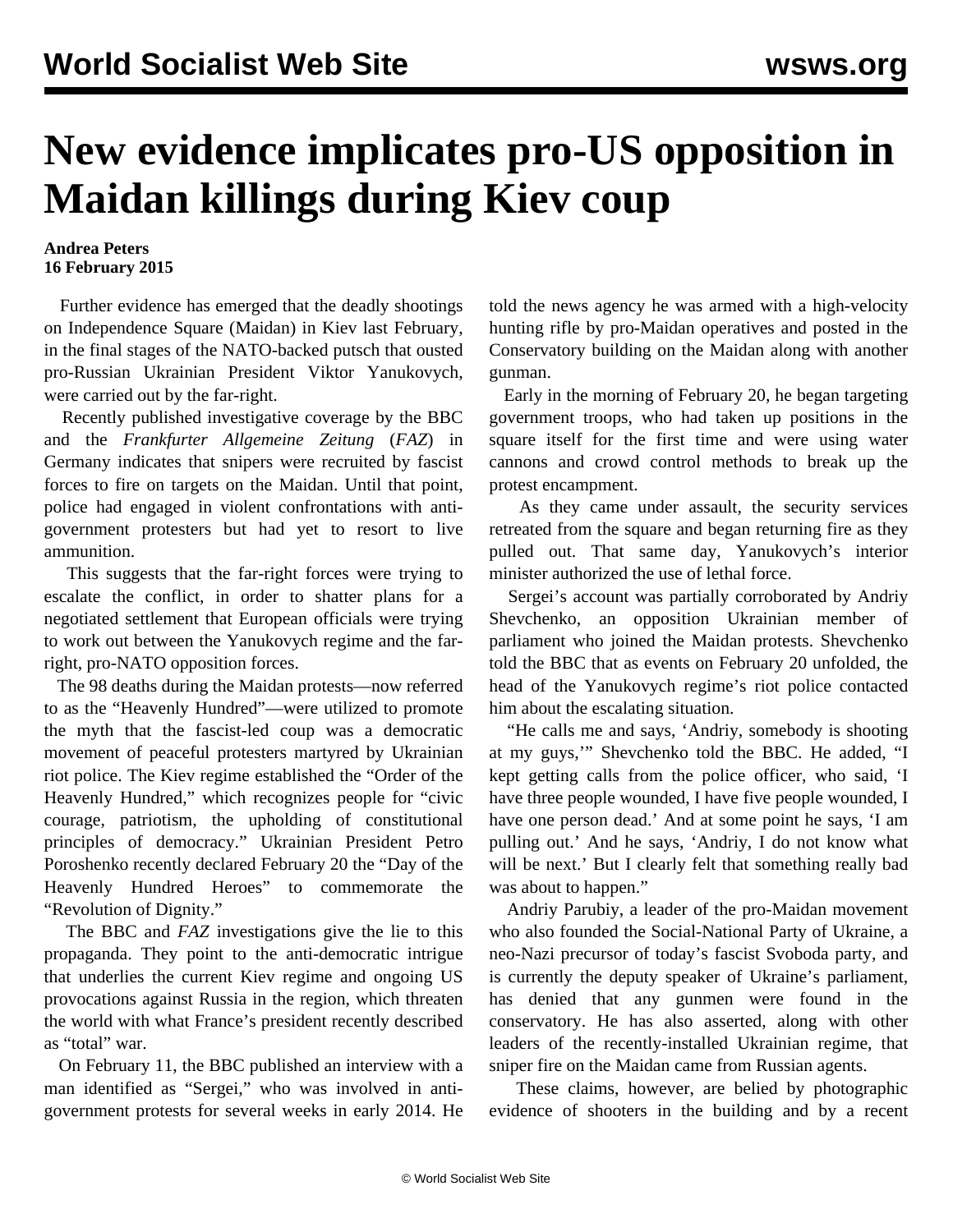# New evidence implicates pro-US opposition in Maidan killings during Kiev coup

**Andrea Peters**
**16 February 2015**

Further evidence has emerged that the deadly shootings on Independence Square (Maidan) in Kiev last February, in the final stages of the NATO-backed putsch that ousted pro-Russian Ukrainian President Viktor Yanukovych, were carried out by the far-right.

Recently published investigative coverage by the BBC and the *Frankfurter Allgemeine Zeitung* (*FAZ*) in Germany indicates that snipers were recruited by fascist forces to fire on targets on the Maidan. Until that point, police had engaged in violent confrontations with anti-government protesters but had yet to resort to live ammunition.

This suggests that the far-right forces were trying to escalate the conflict, in order to shatter plans for a negotiated settlement that European officials were trying to work out between the Yanukovych regime and the far-right, pro-NATO opposition forces.

The 98 deaths during the Maidan protests—now referred to as the "Heavenly Hundred"—were utilized to promote the myth that the fascist-led coup was a democratic movement of peaceful protesters martyred by Ukrainian riot police. The Kiev regime established the "Order of the Heavenly Hundred," which recognizes people for "civic courage, patriotism, the upholding of constitutional principles of democracy." Ukrainian President Petro Poroshenko recently declared February 20 the "Day of the Heavenly Hundred Heroes" to commemorate the "Revolution of Dignity."

The BBC and *FAZ* investigations give the lie to this propaganda. They point to the anti-democratic intrigue that underlies the current Kiev regime and ongoing US provocations against Russia in the region, which threaten the world with what France's president recently described as "total" war.

On February 11, the BBC published an interview with a man identified as "Sergei," who was involved in anti-government protests for several weeks in early 2014. He told the news agency he was armed with a high-velocity hunting rifle by pro-Maidan operatives and posted in the Conservatory building on the Maidan along with another gunman.

Early in the morning of February 20, he began targeting government troops, who had taken up positions in the square itself for the first time and were using water cannons and crowd control methods to break up the protest encampment.

As they came under assault, the security services retreated from the square and began returning fire as they pulled out. That same day, Yanukovych's interior minister authorized the use of lethal force.

Sergei's account was partially corroborated by Andriy Shevchenko, an opposition Ukrainian member of parliament who joined the Maidan protests. Shevchenko told the BBC that as events on February 20 unfolded, the head of the Yanukovych regime's riot police contacted him about the escalating situation.

"He calls me and says, 'Andriy, somebody is shooting at my guys,'" Shevchenko told the BBC. He added, "I kept getting calls from the police officer, who said, 'I have three people wounded, I have five people wounded, I have one person dead.' And at some point he says, 'I am pulling out.' And he says, 'Andriy, I do not know what will be next.' But I clearly felt that something really bad was about to happen."

Andriy Parubiy, a leader of the pro-Maidan movement who also founded the Social-National Party of Ukraine, a neo-Nazi precursor of today's fascist Svoboda party, and is currently the deputy speaker of Ukraine's parliament, has denied that any gunmen were found in the conservatory. He has also asserted, along with other leaders of the recently-installed Ukrainian regime, that sniper fire on the Maidan came from Russian agents.

These claims, however, are belied by photographic evidence of shooters in the building and by a recent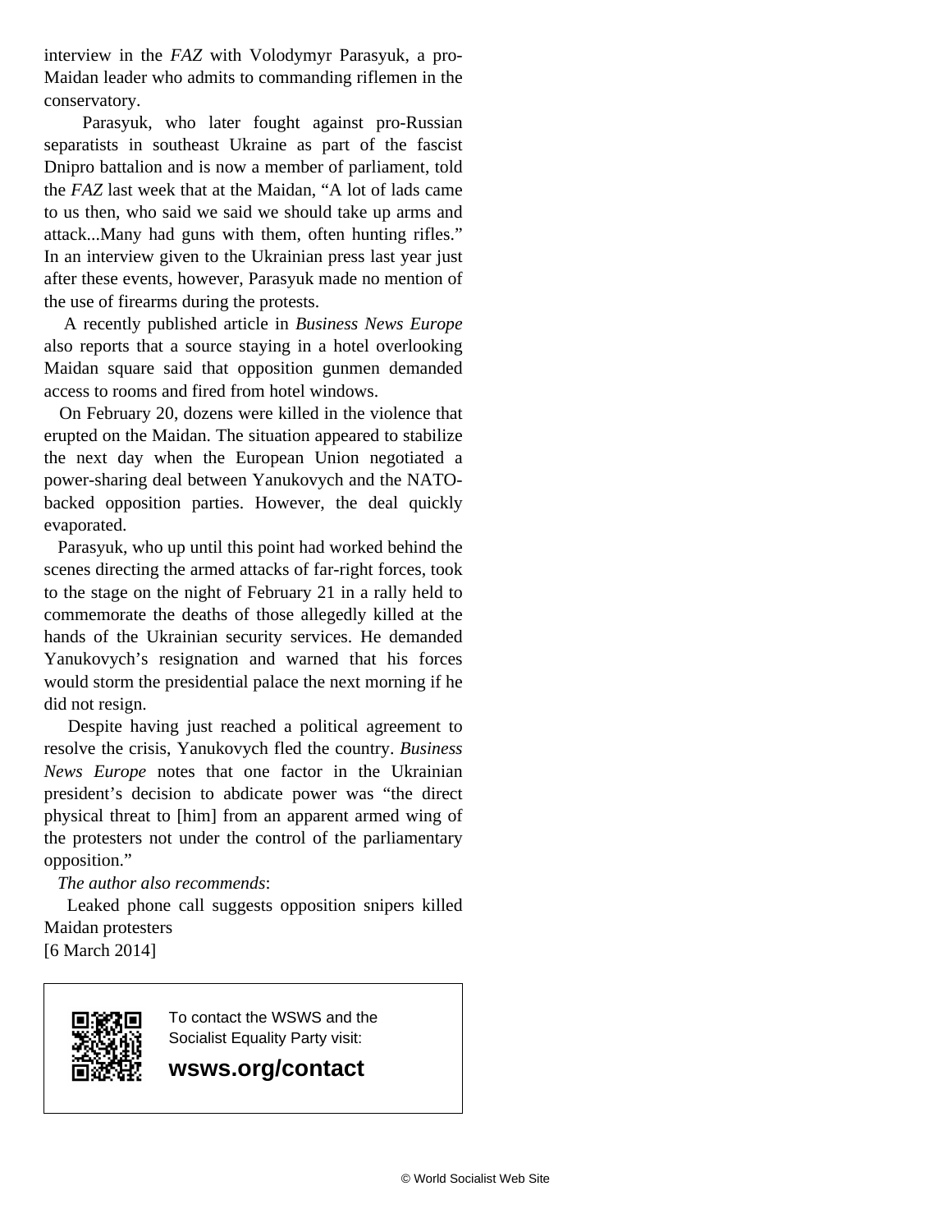interview in the *FAZ* with Volodymyr Parasyuk, a pro-Maidan leader who admits to commanding riflemen in the conservatory.

Parasyuk, who later fought against pro-Russian separatists in southeast Ukraine as part of the fascist Dnipro battalion and is now a member of parliament, told the *FAZ* last week that at the Maidan, "A lot of lads came to us then, who said we should take up arms and attack...Many had guns with them, often hunting rifles." In an interview given to the Ukrainian press last year just after these events, however, Parasyuk made no mention of the use of firearms during the protests.

A recently published article in *Business News Europe* also reports that a source staying in a hotel overlooking Maidan square said that opposition gunmen demanded access to rooms and fired from hotel windows.

On February 20, dozens were killed in the violence that erupted on the Maidan. The situation appeared to stabilize the next day when the European Union negotiated a power-sharing deal between Yanukovych and the NATO-backed opposition parties. However, the deal quickly evaporated.

Parasyuk, who up until this point had worked behind the scenes directing the armed attacks of far-right forces, took to the stage on the night of February 21 in a rally held to commemorate the deaths of those allegedly killed at the hands of the Ukrainian security services. He demanded Yanukovych's resignation and warned that his forces would storm the presidential palace the next morning if he did not resign.

Despite having just reached a political agreement to resolve the crisis, Yanukovych fled the country. *Business News Europe* notes that one factor in the Ukrainian president's decision to abdicate power was "the direct physical threat to [him] from an apparent armed wing of the protesters not under the control of the parliamentary opposition."

*The author also recommends*:

Leaked phone call suggests opposition snipers killed Maidan protesters
[6 March 2014]

To contact the WSWS and the Socialist Equality Party visit:

**wsws.org/contact**